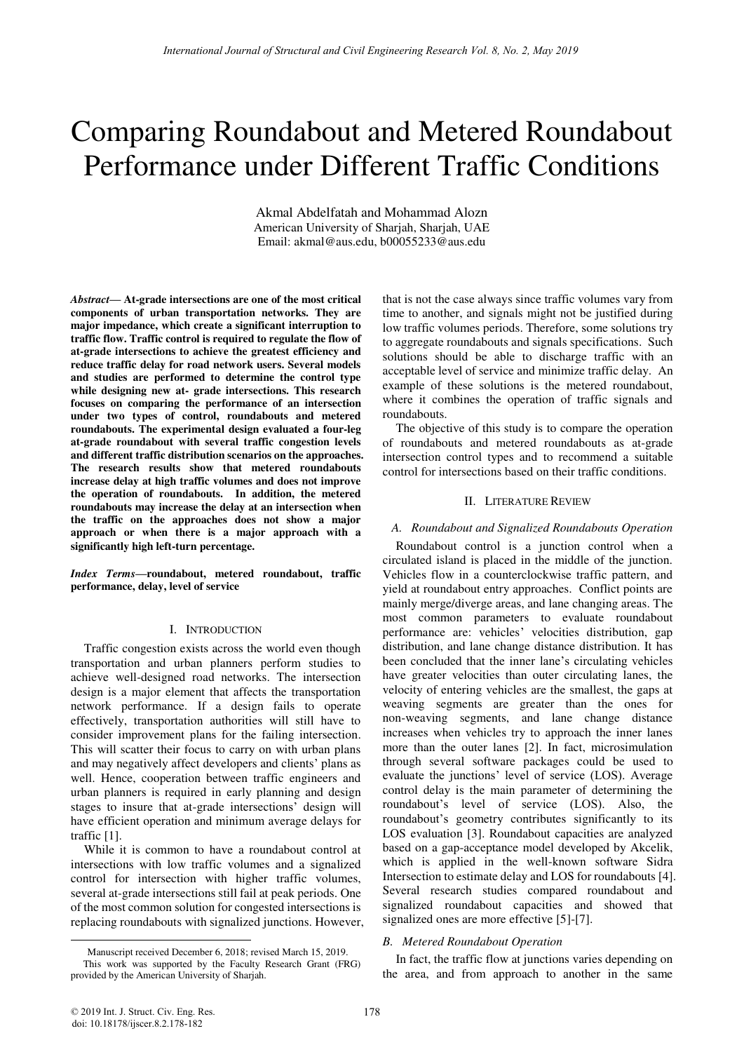# Comparing Roundabout and Metered Roundabout Performance under Different Traffic Conditions

Akmal Abdelfatah and Mohammad Alozn
American University of Sharjah, Sharjah, UAE
Email: akmal@aus.edu, b00055233@aus.edu

***Abstract*— At-grade intersections are one of the most critical components of urban transportation networks. They are major impedance, which create a significant interruption to traffic flow. Traffic control is required to regulate the flow of at-grade intersections to achieve the greatest efficiency and reduce traffic delay for road network users. Several models and studies are performed to determine the control type while designing new at- grade intersections. This research focuses on comparing the performance of an intersection under two types of control, roundabouts and metered roundabouts. The experimental design evaluated a four-leg at-grade roundabout with several traffic congestion levels and different traffic distribution scenarios on the approaches. The research results show that metered roundabouts increase delay at high traffic volumes and does not improve the operation of roundabouts. In addition, the metered roundabouts may increase the delay at an intersection when the traffic on the approaches does not show a major approach or when there is a major approach with a significantly high left-turn percentage.**

***Index Terms*—roundabout, metered roundabout, traffic performance, delay, level of service**

## I. Introduction

Traffic congestion exists across the world even though transportation and urban planners perform studies to achieve well-designed road networks. The intersection design is a major element that affects the transportation network performance. If a design fails to operate effectively, transportation authorities will still have to consider improvement plans for the failing intersection. This will scatter their focus to carry on with urban plans and may negatively affect developers and clients' plans as well. Hence, cooperation between traffic engineers and urban planners is required in early planning and design stages to insure that at-grade intersections' design will have efficient operation and minimum average delays for traffic [1].

While it is common to have a roundabout control at intersections with low traffic volumes and a signalized control for intersection with higher traffic volumes, several at-grade intersections still fail at peak periods. One of the most common solution for congested intersections is replacing roundabouts with signalized junctions. However, that is not the case always since traffic volumes vary from time to another, and signals might not be justified during low traffic volumes periods. Therefore, some solutions try to aggregate roundabouts and signals specifications. Such solutions should be able to discharge traffic with an acceptable level of service and minimize traffic delay. An example of these solutions is the metered roundabout, where it combines the operation of traffic signals and roundabouts.

The objective of this study is to compare the operation of roundabouts and metered roundabouts as at-grade intersection control types and to recommend a suitable control for intersections based on their traffic conditions.

## II. Literature Review

### *A. Roundabout and Signalized Roundabouts Operation*

Roundabout control is a junction control when a circulated island is placed in the middle of the junction. Vehicles flow in a counterclockwise traffic pattern, and yield at roundabout entry approaches. Conflict points are mainly merge/diverge areas, and lane changing areas. The most common parameters to evaluate roundabout performance are: vehicles' velocities distribution, gap distribution, and lane change distance distribution. It has been concluded that the inner lane's circulating vehicles have greater velocities than outer circulating lanes, the velocity of entering vehicles are the smallest, the gaps at weaving segments are greater than the ones for non-weaving segments, and lane change distance increases when vehicles try to approach the inner lanes more than the outer lanes [2]. In fact, microsimulation through several software packages could be used to evaluate the junctions' level of service (LOS). Average control delay is the main parameter of determining the roundabout's level of service (LOS). Also, the roundabout's geometry contributes significantly to its LOS evaluation [3]. Roundabout capacities are analyzed based on a gap-acceptance model developed by Akcelik, which is applied in the well-known software Sidra Intersection to estimate delay and LOS for roundabouts [4]. Several research studies compared roundabout and signalized roundabout capacities and showed that signalized ones are more effective [5]-[7].

### *B. Metered Roundabout Operation*

In fact, the traffic flow at junctions varies depending on the area, and from approach to another in the same

---

Manuscript received December 6, 2018; revised March 15, 2019.
This work was supported by the Faculty Research Grant (FRG) provided by the American University of Sharjah.

© 2019 Int. J. Struct. Civ. Eng. Res.
doi: 10.18178/ijscer.8.2.178-182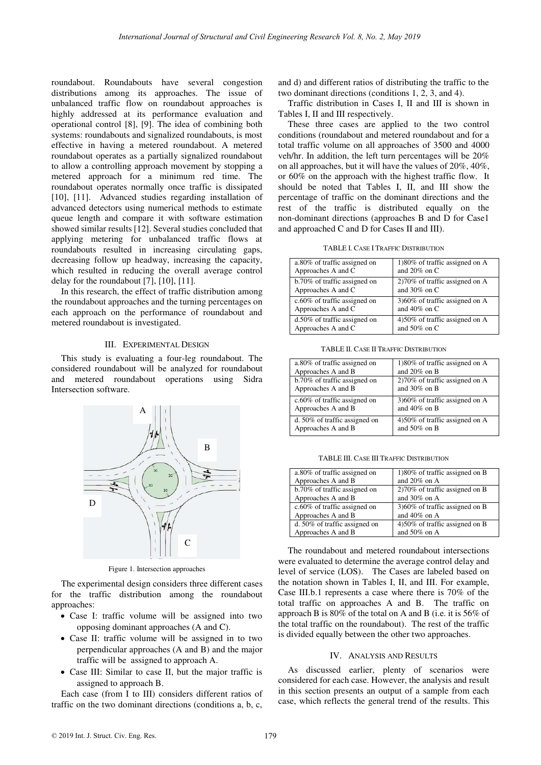roundabout. Roundabouts have several congestion distributions among its approaches. The issue of unbalanced traffic flow on roundabout approaches is highly addressed at its performance evaluation and operational control [8], [9]. The idea of combining both systems: roundabouts and signalized roundabouts, is most effective in having a metered roundabout. A metered roundabout operates as a partially signalized roundabout to allow a controlling approach movement by stopping a metered approach for a minimum red time. The roundabout operates normally once traffic is dissipated [10], [11]. Advanced studies regarding installation of advanced detectors using numerical methods to estimate queue length and compare it with software estimation showed similar results [12]. Several studies concluded that applying metering for unbalanced traffic flows at roundabouts resulted in increasing circulating gaps, decreasing follow up headway, increasing the capacity, which resulted in reducing the overall average control delay for the roundabout [7], [10], [11].

In this research, the effect of traffic distribution among the roundabout approaches and the turning percentages on each approach on the performance of roundabout and metered roundabout is investigated.

## III. Experimental Design

This study is evaluating a four-leg roundabout. The considered roundabout will be analyzed for roundabout and metered roundabout operations using Sidra Intersection software.

Figure 1. Intersection approaches

The experimental design considers three different cases for the traffic distribution among the roundabout approaches:

- Case I: traffic volume will be assigned into two opposing dominant approaches (A and C).
- Case II: traffic volume will be assigned in to two perpendicular approaches (A and B) and the major traffic will be assigned to approach A.
- Case III: Similar to case II, but the major traffic is assigned to approach B.

Each case (from I to III) considers different ratios of traffic on the two dominant directions (conditions a, b, c, and d) and different ratios of distributing the traffic to the two dominant directions (conditions 1, 2, 3, and 4).

Traffic distribution in Cases I, II and III is shown in Tables I, II and III respectively.

These three cases are applied to the two control conditions (roundabout and metered roundabout and for a total traffic volume on all approaches of 3500 and 4000 veh/hr. In addition, the left turn percentages will be 20% on all approaches, but it will have the values of 20%, 40%, or 60% on the approach with the highest traffic flow. It should be noted that Tables I, II, and III show the percentage of traffic on the dominant directions and the rest of the traffic is distributed equally on the non-dominant directions (approaches B and D for Case1 and approached C and D for Cases II and III).

TABLE I. Case I Traffic Distribution

| | |
|---|---|
| a.80% of traffic assigned on Approaches A and C | 1)80% of traffic assigned on A and 20% on C |
| b.70% of traffic assigned on Approaches A and C | 2)70% of traffic assigned on A and 30% on C |
| c.60% of traffic assigned on Approaches A and C | 3)60% of traffic assigned on A and 40% on C |
| d.50% of traffic assigned on Approaches A and C | 4)50% of traffic assigned on A and 50% on C |

TABLE II. Case II Traffic Distribution

| | |
|---|---|
| a.80% of traffic assigned on Approaches A and B | 1)80% of traffic assigned on A and 20% on B |
| b.70% of traffic assigned on Approaches A and B | 2)70% of traffic assigned on A and 30% on B |
| c.60% of traffic assigned on Approaches A and B | 3)60% of traffic assigned on A and 40% on B |
| d. 50% of traffic assigned on Approaches A and B | 4)50% of traffic assigned on A and 50% on B |

TABLE III. Case III Traffic Distribution

| | |
|---|---|
| a.80% of traffic assigned on Approaches A and B | 1)80% of traffic assigned on B and 20% on A |
| b.70% of traffic assigned on Approaches A and B | 2)70% of traffic assigned on B and 30% on A |
| c.60% of traffic assigned on Approaches A and B | 3)60% of traffic assigned on B and 40% on A |
| d. 50% of traffic assigned on Approaches A and B | 4)50% of traffic assigned on B and 50% on A |

The roundabout and metered roundabout intersections were evaluated to determine the average control delay and level of service (LOS). The Cases are labeled based on the notation shown in Tables I, II, and III. For example, Case III.b.1 represents a case where there is 70% of the total traffic on approaches A and B. The traffic on approach B is 80% of the total on A and B (i.e. it is 56% of the total traffic on the roundabout). The rest of the traffic is divided equally between the other two approaches.

## IV. Analysis and Results

As discussed earlier, plenty of scenarios were considered for each case. However, the analysis and result in this section presents an output of a sample from each case, which reflects the general trend of the results. This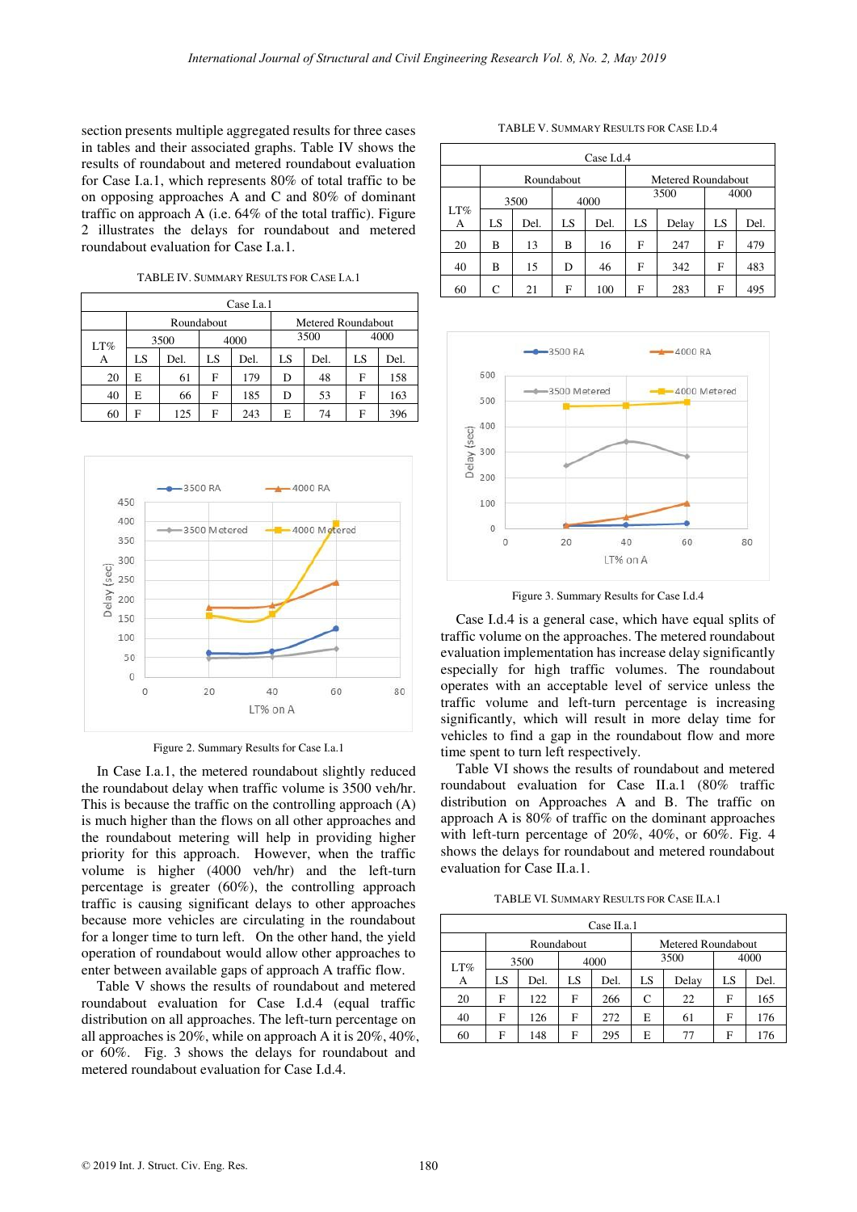section presents multiple aggregated results for three cases in tables and their associated graphs. Table IV shows the results of roundabout and metered roundabout evaluation for Case I.a.1, which represents 80% of total traffic to be on opposing approaches A and C and 80% of dominant traffic on approach A (i.e. 64% of the total traffic). Figure 2 illustrates the delays for roundabout and metered roundabout evaluation for Case I.a.1.

TABLE IV. SUMMARY RESULTS FOR CASE I.A.1

| Case I.a.1 | | | | | | | | |
|---|---|---|---|---|---|---|---|---|
| | Roundabout | | | | Metered Roundabout | | | |
| LT% A | 3500 | | 4000 | | 3500 | | 4000 | |
| | LS | Del. | LS | Del. | LS | Del. | LS | Del. |
| 20 | E | 61 | F | 179 | D | 48 | F | 158 |
| 40 | E | 66 | F | 185 | D | 53 | F | 163 |
| 60 | F | 125 | F | 243 | E | 74 | F | 396 |

Figure 2. Summary Results for Case I.a.1

In Case I.a.1, the metered roundabout slightly reduced the roundabout delay when traffic volume is 3500 veh/hr. This is because the traffic on the controlling approach (A) is much higher than the flows on all other approaches and the roundabout metering will help in providing higher priority for this approach. However, when the traffic volume is higher (4000 veh/hr) and the left-turn percentage is greater (60%), the controlling approach traffic is causing significant delays to other approaches because more vehicles are circulating in the roundabout for a longer time to turn left. On the other hand, the yield operation of roundabout would allow other approaches to enter between available gaps of approach A traffic flow.

Table V shows the results of roundabout and metered roundabout evaluation for Case I.d.4 (equal traffic distribution on all approaches. The left-turn percentage on all approaches is 20%, while on approach A it is 20%, 40%, or 60%. Fig. 3 shows the delays for roundabout and metered roundabout evaluation for Case I.d.4.

TABLE V. SUMMARY RESULTS FOR CASE I.D.4

| Case I.d.4 | | | | | | | | |
|---|---|---|---|---|---|---|---|---|
| | Roundabout | | | | Metered Roundabout | | | |
| LT% A | 3500 | | 4000 | | 3500 | | 4000 | |
| | LS | Del. | LS | Del. | LS | Delay | LS | Del. |
| 20 | B | 13 | B | 16 | F | 247 | F | 479 |
| 40 | B | 15 | D | 46 | F | 342 | F | 483 |
| 60 | C | 21 | F | 100 | F | 283 | F | 495 |

Figure 3. Summary Results for Case I.d.4

Case I.d.4 is a general case, which have equal splits of traffic volume on the approaches. The metered roundabout evaluation implementation has increase delay significantly especially for high traffic volumes. The roundabout operates with an acceptable level of service unless the traffic volume and left-turn percentage is increasing significantly, which will result in more delay time for vehicles to find a gap in the roundabout flow and more time spent to turn left respectively.

Table VI shows the results of roundabout and metered roundabout evaluation for Case II.a.1 (80% traffic distribution on Approaches A and B. The traffic on approach A is 80% of traffic on the dominant approaches with left-turn percentage of 20%, 40%, or 60%. Fig. 4 shows the delays for roundabout and metered roundabout evaluation for Case II.a.1.

TABLE VI. SUMMARY RESULTS FOR CASE II.A.1

| Case II.a.1 | | | | | | | | |
|---|---|---|---|---|---|---|---|---|
| | Roundabout | | | | Metered Roundabout | | | |
| LT% A | 3500 | | 4000 | | 3500 | | 4000 | |
| | LS | Del. | LS | Del. | LS | Delay | LS | Del. |
| 20 | F | 122 | F | 266 | C | 22 | F | 165 |
| 40 | F | 126 | F | 272 | E | 61 | F | 176 |
| 60 | F | 148 | F | 295 | E | 77 | F | 176 |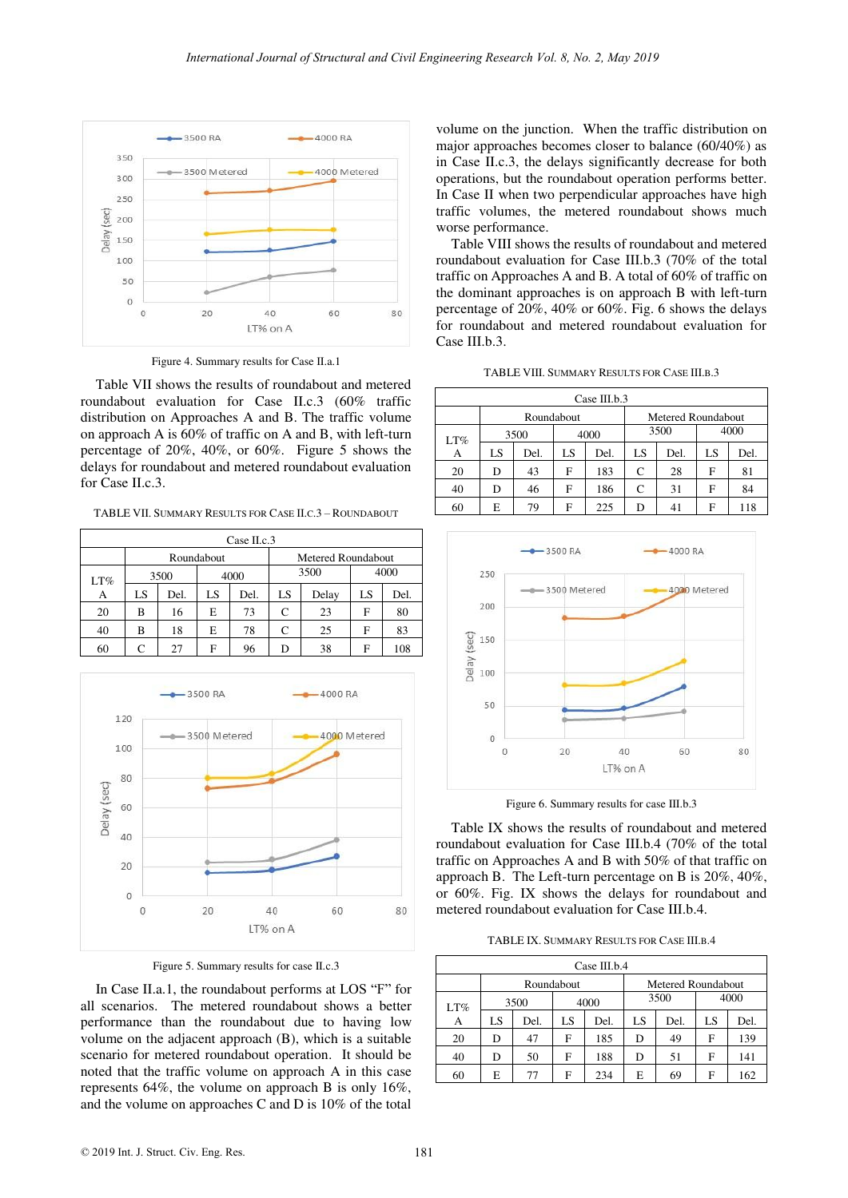Figure 4. Summary results for Case II.a.1

Table VII shows the results of roundabout and metered roundabout evaluation for Case II.c.3 (60% traffic distribution on Approaches A and B. The traffic volume on approach A is 60% of traffic on A and B, with left-turn percentage of 20%, 40%, or 60%. Figure 5 shows the delays for roundabout and metered roundabout evaluation for Case II.c.3.

TABLE VII. SUMMARY RESULTS FOR CASE II.C.3 – ROUNDABOUT

| Case II.c.3 | | | | | | | | |
|---|---|---|---|---|---|---|---|---|
| | Roundabout | | | | Metered Roundabout | | | |
| LT% A | 3500 | | 4000 | | 3500 | | 4000 | |
| | LS | Del. | LS | Del. | LS | Delay | LS | Del. |
| 20 | B | 16 | E | 73 | C | 23 | F | 80 |
| 40 | B | 18 | E | 78 | C | 25 | F | 83 |
| 60 | C | 27 | F | 96 | D | 38 | F | 108 |

Figure 5. Summary results for case II.c.3

In Case II.a.1, the roundabout performs at LOS "F" for all scenarios. The metered roundabout shows a better performance than the roundabout due to having low volume on the adjacent approach (B), which is a suitable scenario for metered roundabout operation. It should be noted that the traffic volume on approach A in this case represents 64%, the volume on approach B is only 16%, and the volume on approaches C and D is 10% of the total volume on the junction. When the traffic distribution on major approaches becomes closer to balance (60/40%) as in Case II.c.3, the delays significantly decrease for both operations, but the roundabout operation performs better. In Case II when two perpendicular approaches have high traffic volumes, the metered roundabout shows much worse performance.

Table VIII shows the results of roundabout and metered roundabout evaluation for Case III.b.3 (70% of the total traffic on Approaches A and B. A total of 60% of traffic on the dominant approaches is on approach B with left-turn percentage of 20%, 40% or 60%. Fig. 6 shows the delays for roundabout and metered roundabout evaluation for Case III.b.3.

TABLE VIII. SUMMARY RESULTS FOR CASE III.B.3

| Case III.b.3 | | | | | | | | |
|---|---|---|---|---|---|---|---|---|
| | Roundabout | | | | Metered Roundabout | | | |
| LT% A | 3500 | | 4000 | | 3500 | | 4000 | |
| | LS | Del. | LS | Del. | LS | Del. | LS | Del. |
| 20 | D | 43 | F | 183 | C | 28 | F | 81 |
| 40 | D | 46 | F | 186 | C | 31 | F | 84 |
| 60 | E | 79 | F | 225 | D | 41 | F | 118 |

Figure 6. Summary results for case III.b.3

Table IX shows the results of roundabout and metered roundabout evaluation for Case III.b.4 (70% of the total traffic on Approaches A and B with 50% of that traffic on approach B. The Left-turn percentage on B is 20%, 40%, or 60%. Fig. IX shows the delays for roundabout and metered roundabout evaluation for Case III.b.4.

TABLE IX. SUMMARY RESULTS FOR CASE III.B.4

| Case III.b.4 | | | | | | | | |
|---|---|---|---|---|---|---|---|---|
| | Roundabout | | | | Metered Roundabout | | | |
| LT% A | 3500 | | 4000 | | 3500 | | 4000 | |
| | LS | Del. | LS | Del. | LS | Del. | LS | Del. |
| 20 | D | 47 | F | 185 | D | 49 | F | 139 |
| 40 | D | 50 | F | 188 | D | 51 | F | 141 |
| 60 | E | 77 | F | 234 | E | 69 | F | 162 |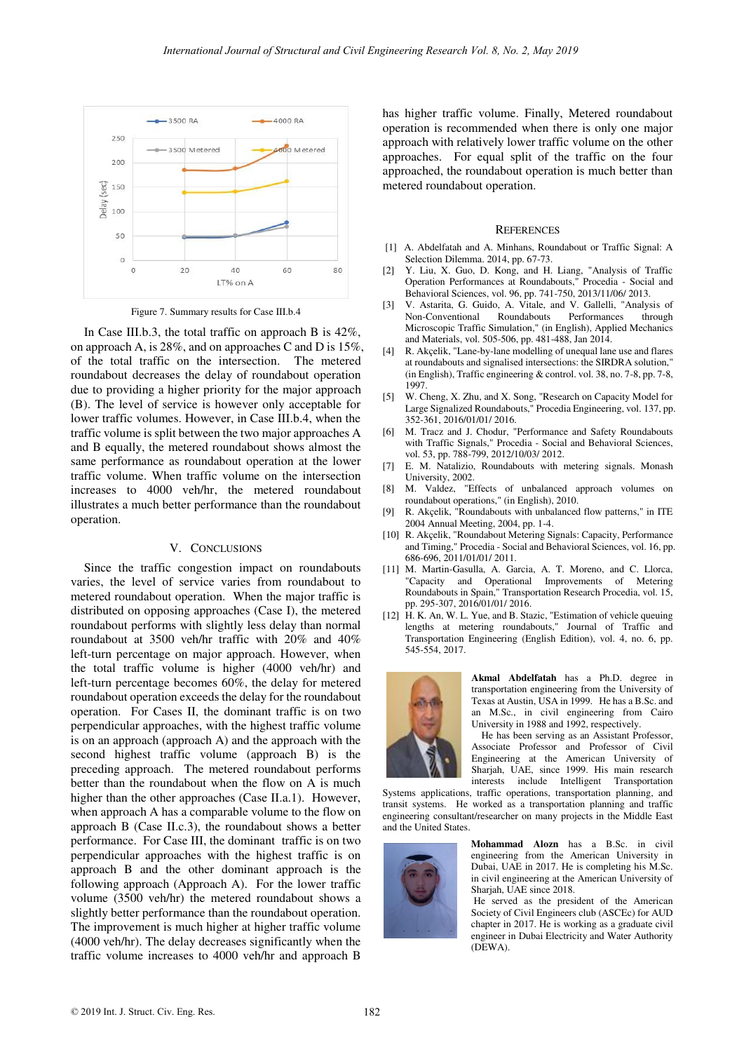3500 RA
4000 RA
3500 Metered
4000 Metered
250
200
150
100
50
0
Delay (sec)
0
20
40
60
80
LT% on A

Figure 7. Summary results for Case III.b.4

In Case III.b.3, the total traffic on approach B is 42%, on approach A, is 28%, and on approaches C and D is 15%, of the total traffic on the intersection. The metered roundabout decreases the delay of roundabout operation due to providing a higher priority for the major approach (B). The level of service is however only acceptable for lower traffic volumes. However, in Case III.b.4, when the traffic volume is split between the two major approaches A and B equally, the metered roundabout shows almost the same performance as roundabout operation at the lower traffic volume. When traffic volume on the intersection increases to 4000 veh/hr, the metered roundabout illustrates a much better performance than the roundabout operation.

## V. Conclusions

Since the traffic congestion impact on roundabouts varies, the level of service varies from roundabout to metered roundabout operation. When the major traffic is distributed on opposing approaches (Case I), the metered roundabout performs with slightly less delay than normal roundabout at 3500 veh/hr traffic with 20% and 40% left-turn percentage on major approach. However, when the total traffic volume is higher (4000 veh/hr) and left-turn percentage becomes 60%, the delay for metered roundabout operation exceeds the delay for the roundabout operation. For Cases II, the dominant traffic is on two perpendicular approaches, with the highest traffic volume is on an approach (approach A) and the approach with the second highest traffic volume (approach B) is the preceding approach. The metered roundabout performs better than the roundabout when the flow on A is much higher than the other approaches (Case II.a.1). However, when approach A has a comparable volume to the flow on approach B (Case II.c.3), the roundabout shows a better performance. For Case III, the dominant traffic is on two perpendicular approaches with the highest traffic is on approach B and the other dominant approach is the following approach (Approach A). For the lower traffic volume (3500 veh/hr) the metered roundabout shows a slightly better performance than the roundabout operation. The improvement is much higher at higher traffic volume (4000 veh/hr). The delay decreases significantly when the traffic volume increases to 4000 veh/hr and approach B has higher traffic volume. Finally, Metered roundabout operation is recommended when there is only one major approach with relatively lower traffic volume on the other approaches. For equal split of the traffic on the four approached, the roundabout operation is much better than metered roundabout operation.

## References

[1] A. Abdelfatah and A. Minhans, Roundabout or Traffic Signal: A Selection Dilemma. 2014, pp. 67-73.

[2] Y. Liu, X. Guo, D. Kong, and H. Liang, "Analysis of Traffic Operation Performances at Roundabouts," Procedia - Social and Behavioral Sciences, vol. 96, pp. 741-750, 2013/11/06/ 2013.

[3] V. Astarita, G. Guido, A. Vitale, and V. Gallelli, "Analysis of Non-Conventional Roundabouts Performances through Microscopic Traffic Simulation," (in English), Applied Mechanics and Materials, vol. 505-506, pp. 481-488, Jan 2014.

[4] R. Akçelik, "Lane-by-lane modelling of unequal lane use and flares at roundabouts and signalised intersections: the SIRDRA solution," (in English), Traffic engineering & control. vol. 38, no. 7-8, pp. 7-8, 1997.

[5] W. Cheng, X. Zhu, and X. Song, "Research on Capacity Model for Large Signalized Roundabouts," Procedia Engineering, vol. 137, pp. 352-361, 2016/01/01/ 2016.

[6] M. Tracz and J. Chodur, "Performance and Safety Roundabouts with Traffic Signals," Procedia - Social and Behavioral Sciences, vol. 53, pp. 788-799, 2012/10/03/ 2012.

[7] E. M. Natalizio, Roundabouts with metering signals. Monash University, 2002.

[8] M. Valdez, "Effects of unbalanced approach volumes on roundabout operations," (in English), 2010.

[9] R. Akçelik, "Roundabouts with unbalanced flow patterns," in ITE 2004 Annual Meeting, 2004, pp. 1-4.

[10] R. Akçelik, "Roundabout Metering Signals: Capacity, Performance and Timing," Procedia - Social and Behavioral Sciences, vol. 16, pp. 686-696, 2011/01/01/ 2011.

[11] M. Martin-Gasulla, A. Garcia, A. T. Moreno, and C. Llorca, "Capacity and Operational Improvements of Metering Roundabouts in Spain," Transportation Research Procedia, vol. 15, pp. 295-307, 2016/01/01/ 2016.

[12] H. K. An, W. L. Yue, and B. Stazic, "Estimation of vehicle queuing lengths at metering roundabouts," Journal of Traffic and Transportation Engineering (English Edition), vol. 4, no. 6, pp. 545-554, 2017.

**Akmal Abdelfatah** has a Ph.D. degree in transportation engineering from the University of Texas at Austin, USA in 1999. He has a B.Sc. and an M.Sc., in civil engineering from Cairo University in 1988 and 1992, respectively.

He has been serving as an Assistant Professor, Associate Professor and Professor of Civil Engineering at the American University of Sharjah, UAE, since 1999. His main research interests include Intelligent Transportation Systems applications, traffic operations, transportation planning, and transit systems. He worked as a transportation planning and traffic engineering consultant/researcher on many projects in the Middle East and the United States.

**Mohammad Alozn** has a B.Sc. in civil engineering from the American University in Dubai, UAE in 2017. He is completing his M.Sc. in civil engineering at the American University of Sharjah, UAE since 2018.

He served as the president of the American Society of Civil Engineers club (ASCEc) for AUD chapter in 2017. He is working as a graduate civil engineer in Dubai Electricity and Water Authority (DEWA).